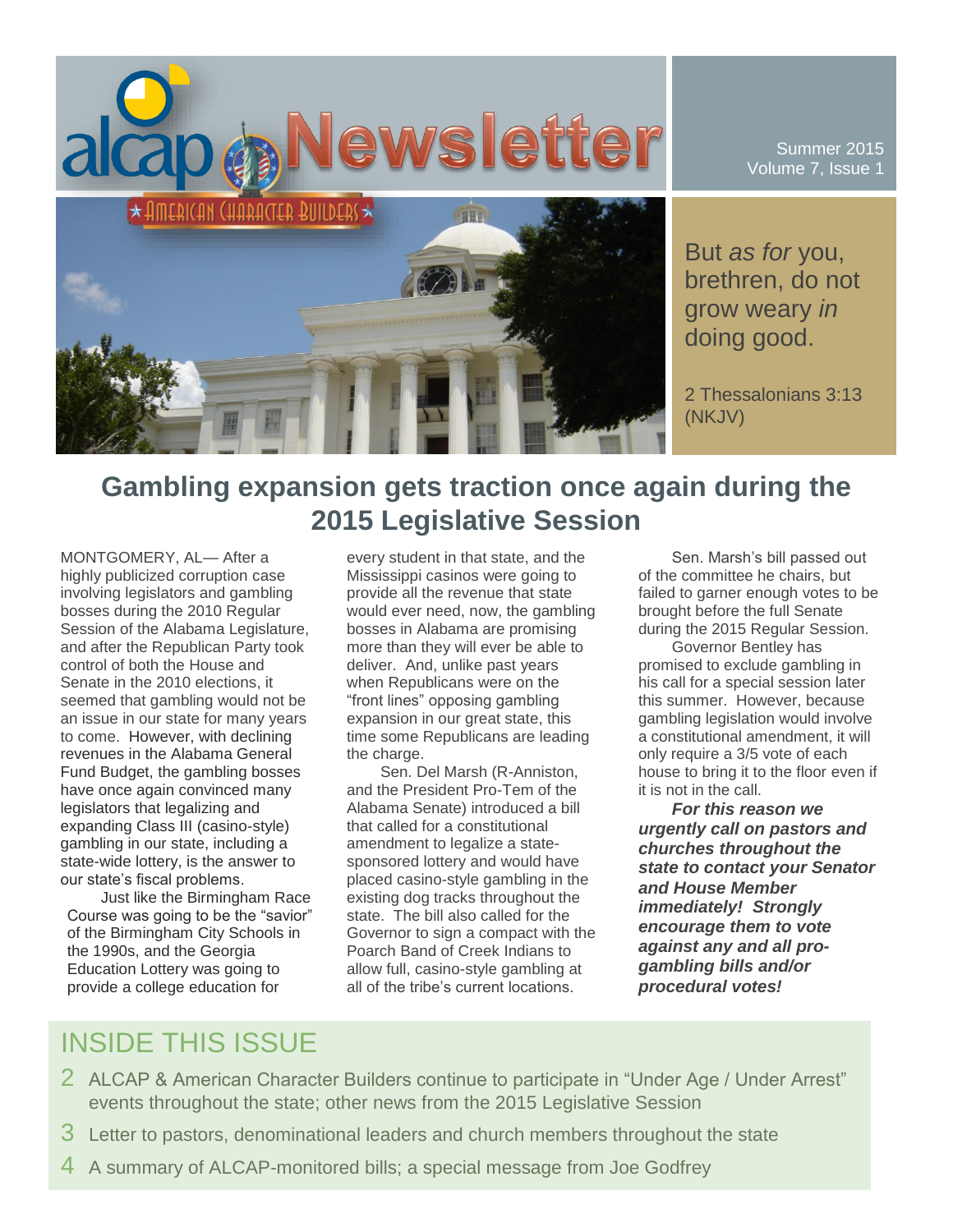# alcap Newsletter

★ AMERICAN CHARACTER BUILDERS ★

Summer 2015
Volume 7, Issue 1

But *as for* you, brethren, do not grow weary *in* doing good.

2 Thessalonians 3:13 (NKJV)

## Gambling expansion gets traction once again during the 2015 Legislative Session

MONTGOMERY, AL— After a highly publicized corruption case involving legislators and gambling bosses during the 2010 Regular Session of the Alabama Legislature, and after the Republican Party took control of both the House and Senate in the 2010 elections, it seemed that gambling would not be an issue in our state for many years to come. However, with declining revenues in the Alabama General Fund Budget, the gambling bosses have once again convinced many legislators that legalizing and expanding Class III (casino-style) gambling in our state, including a state-wide lottery, is the answer to our state's fiscal problems.

Just like the Birmingham Race Course was going to be the "savior" of the Birmingham City Schools in the 1990s, and the Georgia Education Lottery was going to provide a college education for every student in that state, and the Mississippi casinos were going to provide all the revenue that state would ever need, now, the gambling bosses in Alabama are promising more than they will ever be able to deliver. And, unlike past years when Republicans were on the "front lines" opposing gambling expansion in our great state, this time some Republicans are leading the charge.

Sen. Del Marsh (R-Anniston, and the President Pro-Tem of the Alabama Senate) introduced a bill that called for a constitutional amendment to legalize a state-sponsored lottery and would have placed casino-style gambling in the existing dog tracks throughout the state. The bill also called for the Governor to sign a compact with the Poarch Band of Creek Indians to allow full, casino-style gambling at all of the tribe's current locations.

Sen. Marsh's bill passed out of the committee he chairs, but failed to garner enough votes to be brought before the full Senate during the 2015 Regular Session.

Governor Bentley has promised to exclude gambling in his call for a special session later this summer. However, because gambling legislation would involve a constitutional amendment, it will only require a 3/5 vote of each house to bring it to the floor even if it is not in the call.

***For this reason we urgently call on pastors and churches throughout the state to contact your Senator and House Member immediately! Strongly encourage them to vote against any and all pro-gambling bills and/or procedural votes!***

## INSIDE THIS ISSUE

2 ALCAP & American Character Builders continue to participate in "Under Age / Under Arrest" events throughout the state; other news from the 2015 Legislative Session

3 Letter to pastors, denominational leaders and church members throughout the state

4 A summary of ALCAP-monitored bills; a special message from Joe Godfrey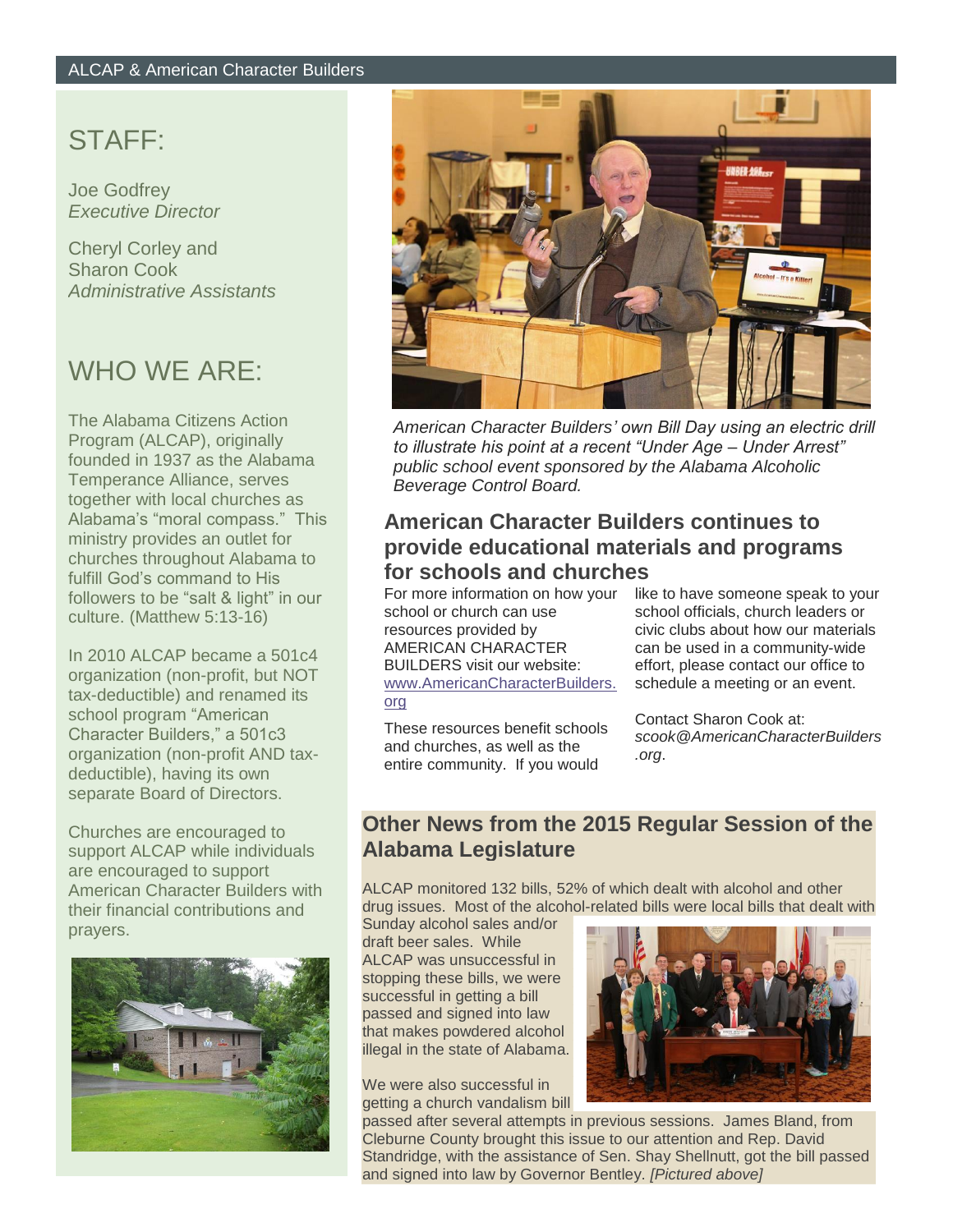## STAFF:

Joe Godfrey
*Executive Director*

Cheryl Corley and
Sharon Cook
*Administrative Assistants*

## WHO WE ARE:

The Alabama Citizens Action Program (ALCAP), originally founded in 1937 as the Alabama Temperance Alliance, serves together with local churches as Alabama's "moral compass." This ministry provides an outlet for churches throughout Alabama to fulfill God's command to His followers to be "salt & light" in our culture. (Matthew 5:13-16)

In 2010 ALCAP became a 501c4 organization (non-profit, but NOT tax-deductible) and renamed its school program "American Character Builders," a 501c3 organization (non-profit AND tax-deductible), having its own separate Board of Directors.

Churches are encouraged to support ALCAP while individuals are encouraged to support American Character Builders with their financial contributions and prayers.

*American Character Builders' own Bill Day using an electric drill to illustrate his point at a recent "Under Age – Under Arrest" public school event sponsored by the Alabama Alcoholic Beverage Control Board.*

## American Character Builders continues to provide educational materials and programs for schools and churches

For more information on how your school or church can use resources provided by AMERICAN CHARACTER BUILDERS visit our website: www.AmericanCharacterBuilders.org

These resources benefit schools and churches, as well as the entire community. If you would like to have someone speak to your school officials, church leaders or civic clubs about how our materials can be used in a community-wide effort, please contact our office to schedule a meeting or an event.

Contact Sharon Cook at: *scook@AmericanCharacterBuilders.org*.

## Other News from the 2015 Regular Session of the Alabama Legislature

ALCAP monitored 132 bills, 52% of which dealt with alcohol and other drug issues. Most of the alcohol-related bills were local bills that dealt with Sunday alcohol sales and/or draft beer sales. While ALCAP was unsuccessful in stopping these bills, we were successful in getting a bill passed and signed into law that makes powdered alcohol illegal in the state of Alabama.

We were also successful in getting a church vandalism bill passed after several attempts in previous sessions. James Bland, from Cleburne County brought this issue to our attention and Rep. David Standridge, with the assistance of Sen. Shay Shellnutt, got the bill passed and signed into law by Governor Bentley. *[Pictured above]*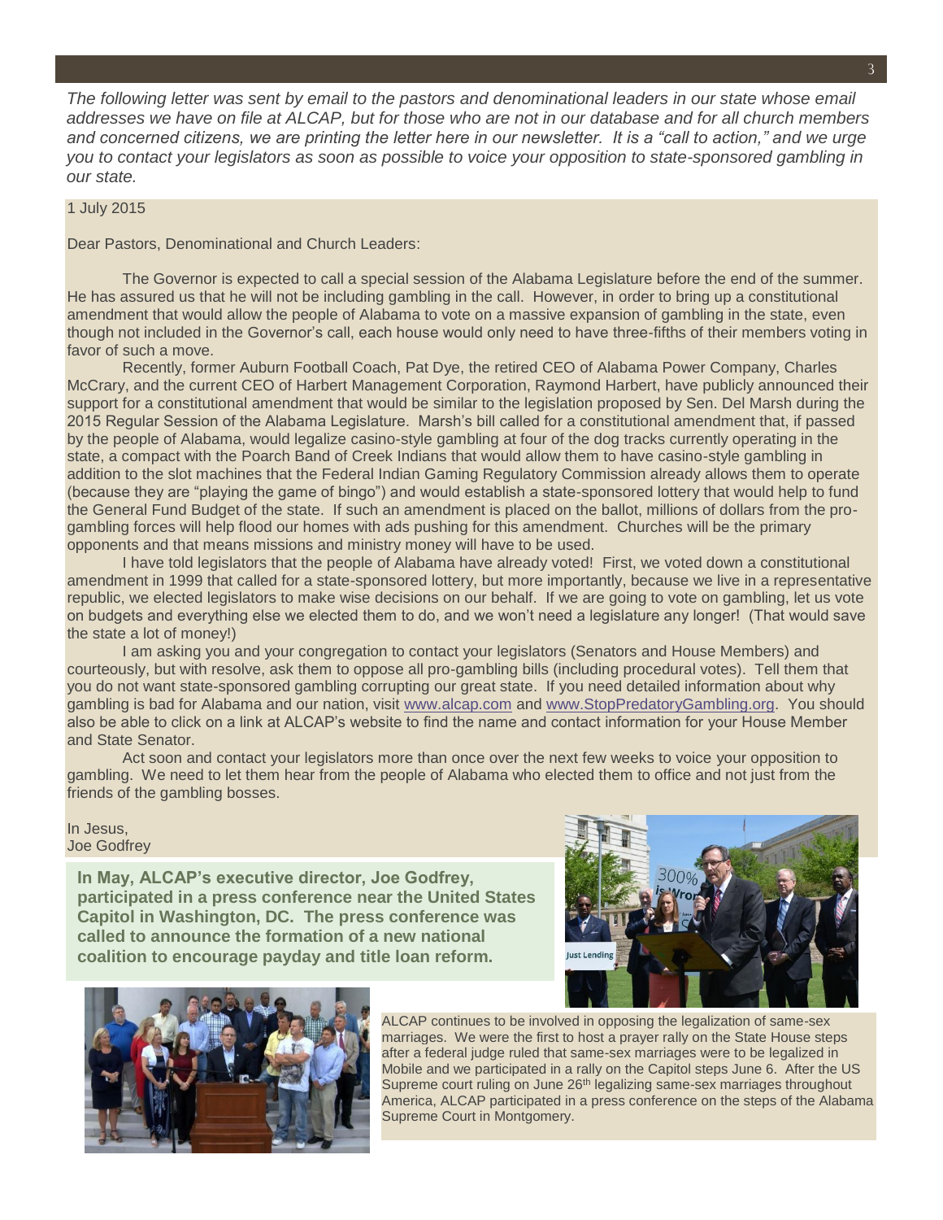*The following letter was sent by email to the pastors and denominational leaders in our state whose email addresses we have on file at ALCAP, but for those who are not in our database and for all church members and concerned citizens, we are printing the letter here in our newsletter. It is a "call to action," and we urge you to contact your legislators as soon as possible to voice your opposition to state-sponsored gambling in our state.*

1 July 2015

Dear Pastors, Denominational and Church Leaders:

The Governor is expected to call a special session of the Alabama Legislature before the end of the summer. He has assured us that he will not be including gambling in the call. However, in order to bring up a constitutional amendment that would allow the people of Alabama to vote on a massive expansion of gambling in the state, even though not included in the Governor's call, each house would only need to have three-fifths of their members voting in favor of such a move.

Recently, former Auburn Football Coach, Pat Dye, the retired CEO of Alabama Power Company, Charles McCrary, and the current CEO of Harbert Management Corporation, Raymond Harbert, have publicly announced their support for a constitutional amendment that would be similar to the legislation proposed by Sen. Del Marsh during the 2015 Regular Session of the Alabama Legislature. Marsh's bill called for a constitutional amendment that, if passed by the people of Alabama, would legalize casino-style gambling at four of the dog tracks currently operating in the state, a compact with the Poarch Band of Creek Indians that would allow them to have casino-style gambling in addition to the slot machines that the Federal Indian Gaming Regulatory Commission already allows them to operate (because they are "playing the game of bingo") and would establish a state-sponsored lottery that would help to fund the General Fund Budget of the state. If such an amendment is placed on the ballot, millions of dollars from the pro-gambling forces will help flood our homes with ads pushing for this amendment. Churches will be the primary opponents and that means missions and ministry money will have to be used.

I have told legislators that the people of Alabama have already voted! First, we voted down a constitutional amendment in 1999 that called for a state-sponsored lottery, but more importantly, because we live in a representative republic, we elected legislators to make wise decisions on our behalf. If we are going to vote on gambling, let us vote on budgets and everything else we elected them to do, and we won't need a legislature any longer! (That would save the state a lot of money!)

I am asking you and your congregation to contact your legislators (Senators and House Members) and courteously, but with resolve, ask them to oppose all pro-gambling bills (including procedural votes). Tell them that you do not want state-sponsored gambling corrupting our great state. If you need detailed information about why gambling is bad for Alabama and our nation, visit www.alcap.com and www.StopPredatoryGambling.org. You should also be able to click on a link at ALCAP's website to find the name and contact information for your House Member and State Senator.

Act soon and contact your legislators more than once over the next few weeks to voice your opposition to gambling. We need to let them hear from the people of Alabama who elected them to office and not just from the friends of the gambling bosses.

In Jesus,
Joe Godfrey

**In May, ALCAP's executive director, Joe Godfrey, participated in a press conference near the United States Capitol in Washington, DC. The press conference was called to announce the formation of a new national coalition to encourage payday and title loan reform.**

ALCAP continues to be involved in opposing the legalization of same-sex marriages. We were the first to host a prayer rally on the State House steps after a federal judge ruled that same-sex marriages were to be legalized in Mobile and we participated in a rally on the Capitol steps June 6. After the US Supreme court ruling on June 26th legalizing same-sex marriages throughout America, ALCAP participated in a press conference on the steps of the Alabama Supreme Court in Montgomery.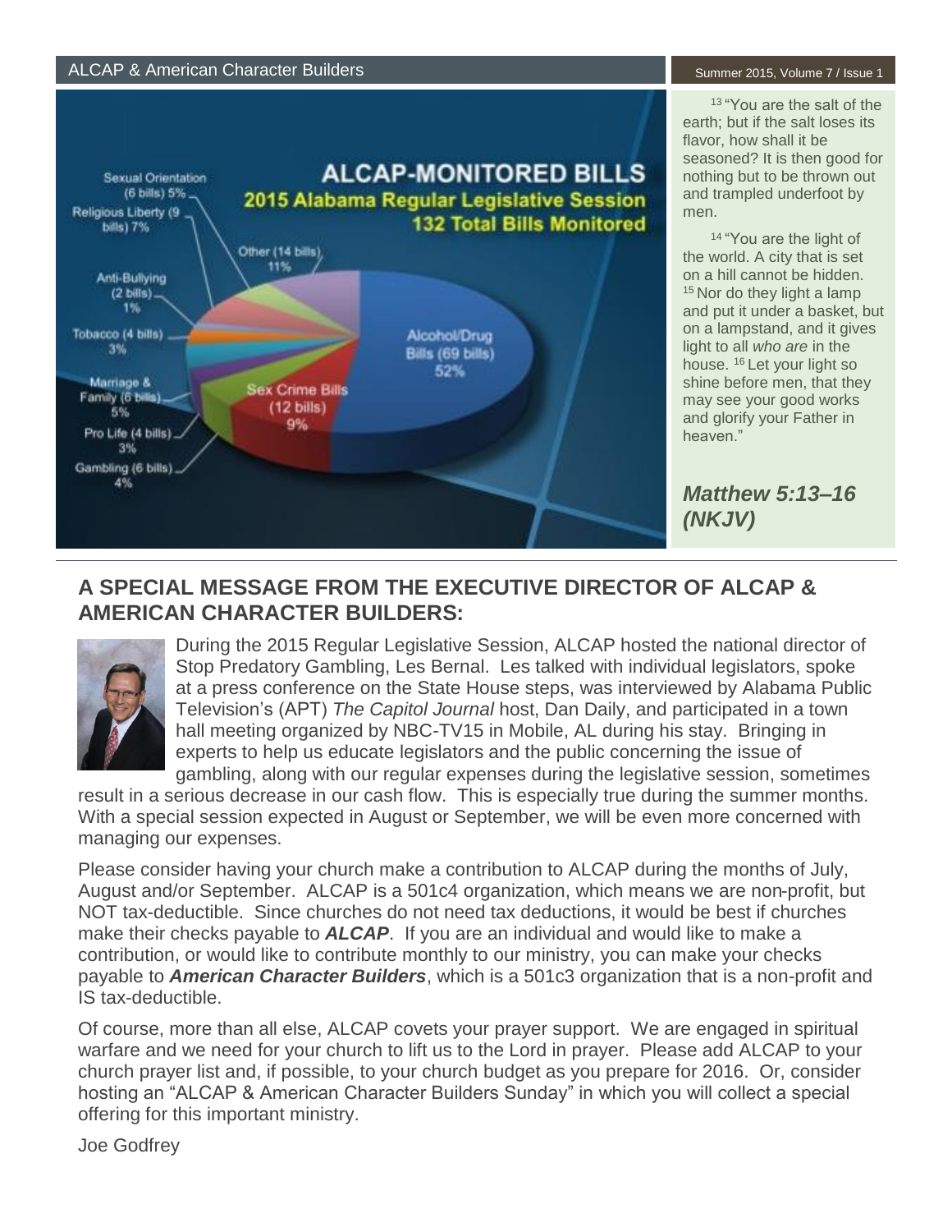ALCAP-MONITORED BILLS

2015 Alabama Regular Legislative Session

132 Total Bills Monitored

Sexual Orientation (6 bills) 5%

Religious Liberty (9 bills) 7%

Other (14 bills) 11%

Anti-Bullying (2 bills) 1%

Tobacco (4 bills) 3%

Alcohol/Drug Bills (69 bills) 52%

Marriage & Family (6 bills) 5%

Sex Crime Bills (12 bills) 9%

Pro Life (4 bills) 3%

Gambling (6 bills) 4%

[13] "You are the salt of the earth; but if the salt loses its flavor, how shall it be seasoned? It is then good for nothing but to be thrown out and trampled underfoot by men.

[14] "You are the light of the world. A city that is set on a hill cannot be hidden. [15] Nor do they light a lamp and put it under a basket, but on a lampstand, and it gives light to all *who are* in the house. [16] Let your light so shine before men, that they may see your good works and glorify your Father in heaven."

***Matthew 5:13–16 (NKJV)***

## A SPECIAL MESSAGE FROM THE EXECUTIVE DIRECTOR OF ALCAP & AMERICAN CHARACTER BUILDERS:

During the 2015 Regular Legislative Session, ALCAP hosted the national director of Stop Predatory Gambling, Les Bernal. Les talked with individual legislators, spoke at a press conference on the State House steps, was interviewed by Alabama Public Television's (APT) *The Capitol Journal* host, Dan Daily, and participated in a town hall meeting organized by NBC-TV15 in Mobile, AL during his stay. Bringing in experts to help us educate legislators and the public concerning the issue of gambling, along with our regular expenses during the legislative session, sometimes result in a serious decrease in our cash flow. This is especially true during the summer months. With a special session expected in August or September, we will be even more concerned with managing our expenses.

Please consider having your church make a contribution to ALCAP during the months of July, August and/or September. ALCAP is a 501c4 organization, which means we are non-profit, but NOT tax-deductible. Since churches do not need tax deductions, it would be best if churches make their checks payable to ***ALCAP***. If you are an individual and would like to make a contribution, or would like to contribute monthly to our ministry, you can make your checks payable to ***American Character Builders***, which is a 501c3 organization that is a non-profit and IS tax-deductible.

Of course, more than all else, ALCAP covets your prayer support. We are engaged in spiritual warfare and we need for your church to lift us to the Lord in prayer. Please add ALCAP to your church prayer list and, if possible, to your church budget as you prepare for 2016. Or, consider hosting an "ALCAP & American Character Builders Sunday" in which you will collect a special offering for this important ministry.

Joe Godfrey